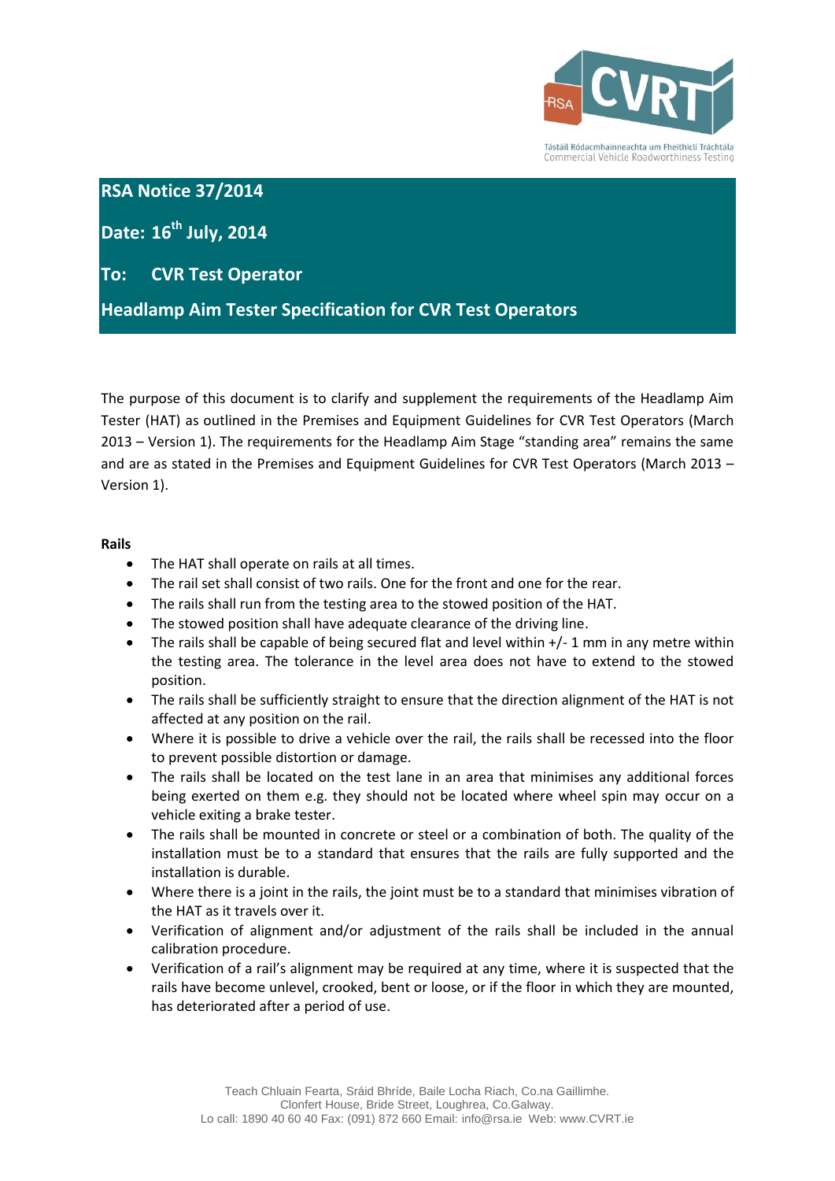**RSA Notice 37/2014**

**Date: 16th July, 2014**

**To: CVR Test Operator**

# Headlamp Aim Tester Specification for CVR Test Operators

The purpose of this document is to clarify and supplement the requirements of the Headlamp Aim Tester (HAT) as outlined in the Premises and Equipment Guidelines for CVR Test Operators (March 2013 – Version 1). The requirements for the Headlamp Aim Stage "standing area" remains the same and are as stated in the Premises and Equipment Guidelines for CVR Test Operators (March 2013 – Version 1).

**Rails**

- The HAT shall operate on rails at all times.
- The rail set shall consist of two rails. One for the front and one for the rear.
- The rails shall run from the testing area to the stowed position of the HAT.
- The stowed position shall have adequate clearance of the driving line.
- The rails shall be capable of being secured flat and level within +/- 1 mm in any metre within the testing area. The tolerance in the level area does not have to extend to the stowed position.
- The rails shall be sufficiently straight to ensure that the direction alignment of the HAT is not affected at any position on the rail.
- Where it is possible to drive a vehicle over the rail, the rails shall be recessed into the floor to prevent possible distortion or damage.
- The rails shall be located on the test lane in an area that minimises any additional forces being exerted on them e.g. they should not be located where wheel spin may occur on a vehicle exiting a brake tester.
- The rails shall be mounted in concrete or steel or a combination of both. The quality of the installation must be to a standard that ensures that the rails are fully supported and the installation is durable.
- Where there is a joint in the rails, the joint must be to a standard that minimises vibration of the HAT as it travels over it.
- Verification of alignment and/or adjustment of the rails shall be included in the annual calibration procedure.
- Verification of a rail's alignment may be required at any time, where it is suspected that the rails have become unlevel, crooked, bent or loose, or if the floor in which they are mounted, has deteriorated after a period of use.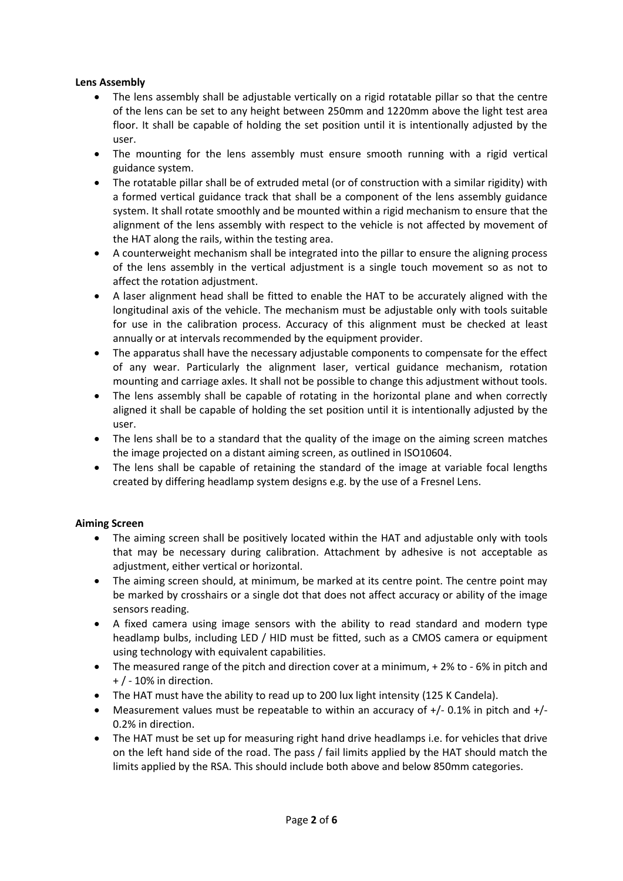**Lens Assembly**

- The lens assembly shall be adjustable vertically on a rigid rotatable pillar so that the centre of the lens can be set to any height between 250mm and 1220mm above the light test area floor. It shall be capable of holding the set position until it is intentionally adjusted by the user.
- The mounting for the lens assembly must ensure smooth running with a rigid vertical guidance system.
- The rotatable pillar shall be of extruded metal (or of construction with a similar rigidity) with a formed vertical guidance track that shall be a component of the lens assembly guidance system. It shall rotate smoothly and be mounted within a rigid mechanism to ensure that the alignment of the lens assembly with respect to the vehicle is not affected by movement of the HAT along the rails, within the testing area.
- A counterweight mechanism shall be integrated into the pillar to ensure the aligning process of the lens assembly in the vertical adjustment is a single touch movement so as not to affect the rotation adjustment.
- A laser alignment head shall be fitted to enable the HAT to be accurately aligned with the longitudinal axis of the vehicle. The mechanism must be adjustable only with tools suitable for use in the calibration process. Accuracy of this alignment must be checked at least annually or at intervals recommended by the equipment provider.
- The apparatus shall have the necessary adjustable components to compensate for the effect of any wear. Particularly the alignment laser, vertical guidance mechanism, rotation mounting and carriage axles. It shall not be possible to change this adjustment without tools.
- The lens assembly shall be capable of rotating in the horizontal plane and when correctly aligned it shall be capable of holding the set position until it is intentionally adjusted by the user.
- The lens shall be to a standard that the quality of the image on the aiming screen matches the image projected on a distant aiming screen, as outlined in ISO10604.
- The lens shall be capable of retaining the standard of the image at variable focal lengths created by differing headlamp system designs e.g. by the use of a Fresnel Lens.

**Aiming Screen**

- The aiming screen shall be positively located within the HAT and adjustable only with tools that may be necessary during calibration. Attachment by adhesive is not acceptable as adjustment, either vertical or horizontal.
- The aiming screen should, at minimum, be marked at its centre point. The centre point may be marked by crosshairs or a single dot that does not affect accuracy or ability of the image sensors reading.
- A fixed camera using image sensors with the ability to read standard and modern type headlamp bulbs, including LED / HID must be fitted, such as a CMOS camera or equipment using technology with equivalent capabilities.
- The measured range of the pitch and direction cover at a minimum, + 2% to - 6% in pitch and + / - 10% in direction.
- The HAT must have the ability to read up to 200 lux light intensity (125 K Candela).
- Measurement values must be repeatable to within an accuracy of +/- 0.1% in pitch and +/- 0.2% in direction.
- The HAT must be set up for measuring right hand drive headlamps i.e. for vehicles that drive on the left hand side of the road. The pass / fail limits applied by the HAT should match the limits applied by the RSA. This should include both above and below 850mm categories.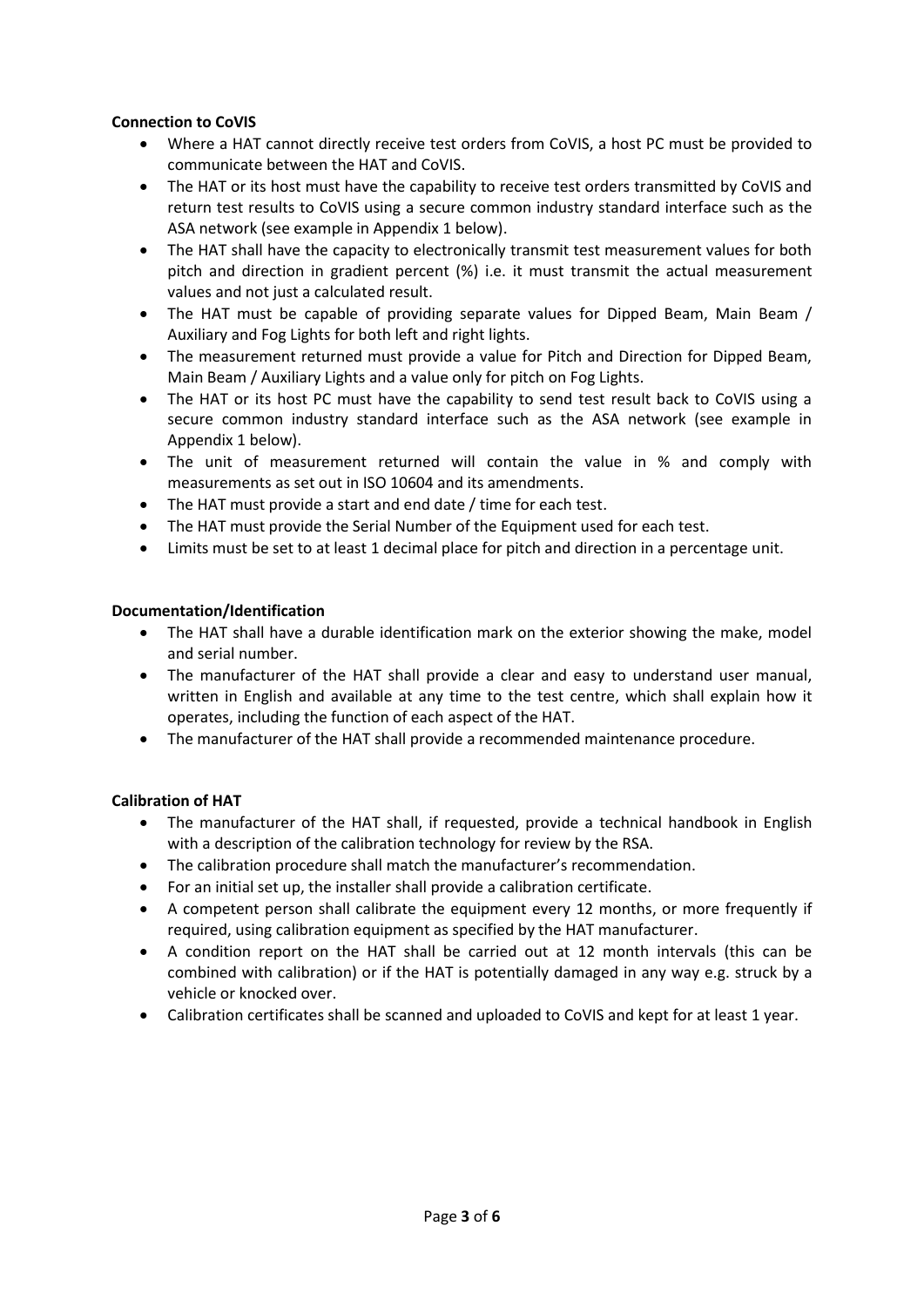**Connection to CoVIS**

- Where a HAT cannot directly receive test orders from CoVIS, a host PC must be provided to communicate between the HAT and CoVIS.
- The HAT or its host must have the capability to receive test orders transmitted by CoVIS and return test results to CoVIS using a secure common industry standard interface such as the ASA network (see example in Appendix 1 below).
- The HAT shall have the capacity to electronically transmit test measurement values for both pitch and direction in gradient percent (%) i.e. it must transmit the actual measurement values and not just a calculated result.
- The HAT must be capable of providing separate values for Dipped Beam, Main Beam / Auxiliary and Fog Lights for both left and right lights.
- The measurement returned must provide a value for Pitch and Direction for Dipped Beam, Main Beam / Auxiliary Lights and a value only for pitch on Fog Lights.
- The HAT or its host PC must have the capability to send test result back to CoVIS using a secure common industry standard interface such as the ASA network (see example in Appendix 1 below).
- The unit of measurement returned will contain the value in % and comply with measurements as set out in ISO 10604 and its amendments.
- The HAT must provide a start and end date / time for each test.
- The HAT must provide the Serial Number of the Equipment used for each test.
- Limits must be set to at least 1 decimal place for pitch and direction in a percentage unit.

**Documentation/Identification**

- The HAT shall have a durable identification mark on the exterior showing the make, model and serial number.
- The manufacturer of the HAT shall provide a clear and easy to understand user manual, written in English and available at any time to the test centre, which shall explain how it operates, including the function of each aspect of the HAT.
- The manufacturer of the HAT shall provide a recommended maintenance procedure.

**Calibration of HAT**

- The manufacturer of the HAT shall, if requested, provide a technical handbook in English with a description of the calibration technology for review by the RSA.
- The calibration procedure shall match the manufacturer's recommendation.
- For an initial set up, the installer shall provide a calibration certificate.
- A competent person shall calibrate the equipment every 12 months, or more frequently if required, using calibration equipment as specified by the HAT manufacturer.
- A condition report on the HAT shall be carried out at 12 month intervals (this can be combined with calibration) or if the HAT is potentially damaged in any way e.g. struck by a vehicle or knocked over.
- Calibration certificates shall be scanned and uploaded to CoVIS and kept for at least 1 year.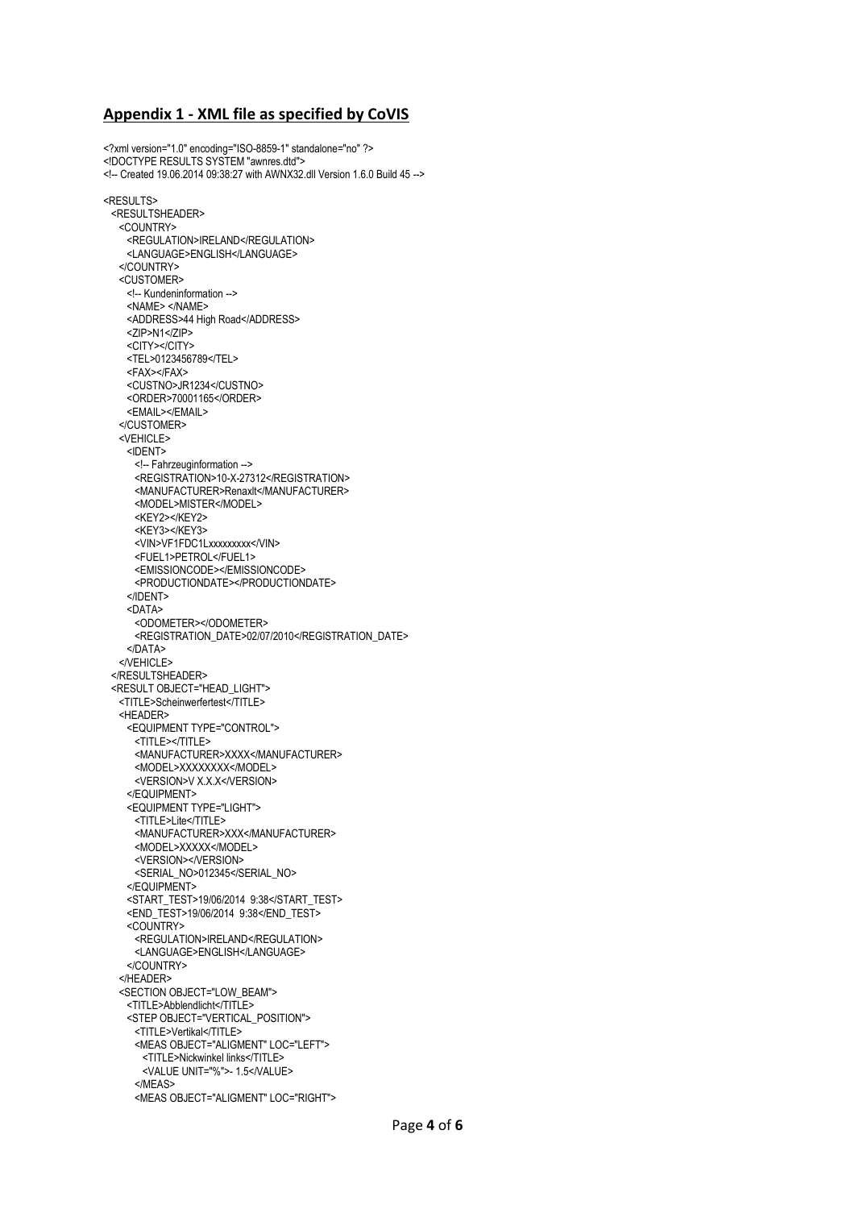## Appendix 1 - XML file as specified by CoVIS

```
<?xml version="1.0" encoding="ISO-8859-1" standalone="no" ?>
<!DOCTYPE RESULTS SYSTEM "awnres.dtd">
<!-- Created 19.06.2014 09:38:27 with AWNX32.dll Version 1.6.0 Build 45 -->

<RESULTS>
  <RESULTSHEADER>
    <COUNTRY>
      <REGULATION>IRELAND</REGULATION>
      <LANGUAGE>ENGLISH</LANGUAGE>
    </COUNTRY>
    <CUSTOMER>
      <!-- Kundeninformation -->
      <NAME> </NAME>
      <ADDRESS>44 High Road</ADDRESS>
      <ZIP>N1</ZIP>
      <CITY></CITY>
      <TEL>0123456789</TEL>
      <FAX></FAX>
      <CUSTNO>JR1234</CUSTNO>
      <ORDER>70001165</ORDER>
      <EMAIL></EMAIL>
    </CUSTOMER>
    <VEHICLE>
      <IDENT>
        <!-- Fahrzeuginformation -->
        <REGISTRATION>10-X-27312</REGISTRATION>
        <MANUFACTURER>Renaxlt</MANUFACTURER>
        <MODEL>MISTER</MODEL>
        <KEY2></KEY2>
        <KEY3></KEY3>
        <VIN>VF1FDC1Lxxxxxxxxx</VIN>
        <FUEL1>PETROL</FUEL1>
        <EMISSIONCODE></EMISSIONCODE>
        <PRODUCTIONDATE></PRODUCTIONDATE>
      </IDENT>
      <DATA>
        <ODOMETER></ODOMETER>
        <REGISTRATION_DATE>02/07/2010</REGISTRATION_DATE>
      </DATA>
    </VEHICLE>
  </RESULTSHEADER>
  <RESULT OBJECT="HEAD_LIGHT">
    <TITLE>Scheinwerfertest</TITLE>
    <HEADER>
      <EQUIPMENT TYPE="CONTROL">
        <TITLE></TITLE>
        <MANUFACTURER>XXXX</MANUFACTURER>
        <MODEL>XXXXXXXX</MODEL>
        <VERSION>V X.X.X</VERSION>
      </EQUIPMENT>
      <EQUIPMENT TYPE="LIGHT">
        <TITLE>Lite</TITLE>
        <MANUFACTURER>XXX</MANUFACTURER>
        <MODEL>XXXXX</MODEL>
        <VERSION></VERSION>
        <SERIAL_NO>012345</SERIAL_NO>
      </EQUIPMENT>
      <START_TEST>19/06/2014  9:38</START_TEST>
      <END_TEST>19/06/2014  9:38</END_TEST>
      <COUNTRY>
        <REGULATION>IRELAND</REGULATION>
        <LANGUAGE>ENGLISH</LANGUAGE>
      </COUNTRY>
    </HEADER>
    <SECTION OBJECT="LOW_BEAM">
      <TITLE>Abblendlicht</TITLE>
      <STEP OBJECT="VERTICAL_POSITION">
        <TITLE>Vertikal</TITLE>
        <MEAS OBJECT="ALIGMENT" LOC="LEFT">
          <TITLE>Nickwinkel links</TITLE>
          <VALUE UNIT="%">- 1.5</VALUE>
        </MEAS>
        <MEAS OBJECT="ALIGMENT" LOC="RIGHT">
```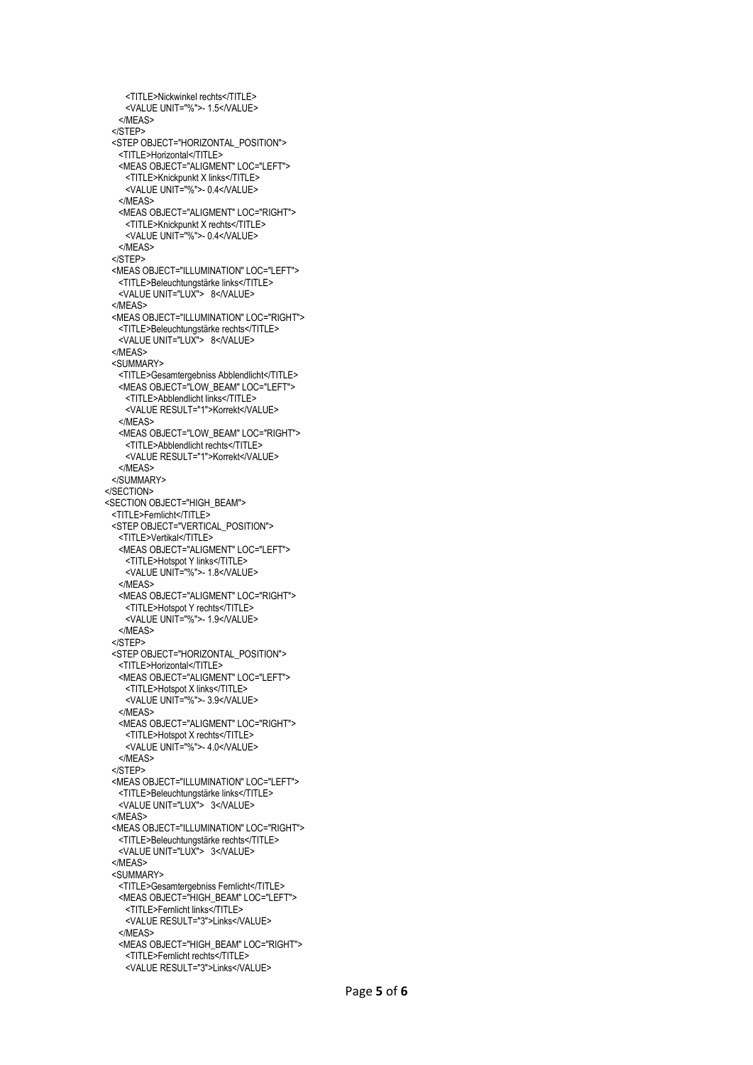```
      <TITLE>Nickwinkel rechts</TITLE>
      <VALUE UNIT="%">- 1.5</VALUE>
    </MEAS>
  </STEP>
  <STEP OBJECT="HORIZONTAL_POSITION">
    <TITLE>Horizontal</TITLE>
    <MEAS OBJECT="ALIGMENT" LOC="LEFT">
      <TITLE>Knickpunkt X links</TITLE>
      <VALUE UNIT="%">- 0.4</VALUE>
    </MEAS>
    <MEAS OBJECT="ALIGMENT" LOC="RIGHT">
      <TITLE>Knickpunkt X rechts</TITLE>
      <VALUE UNIT="%">- 0.4</VALUE>
    </MEAS>
  </STEP>
  <MEAS OBJECT="ILLUMINATION" LOC="LEFT">
    <TITLE>Beleuchtungstärke links</TITLE>
    <VALUE UNIT="LUX">   8</VALUE>
  </MEAS>
  <MEAS OBJECT="ILLUMINATION" LOC="RIGHT">
    <TITLE>Beleuchtungstärke rechts</TITLE>
    <VALUE UNIT="LUX">   8</VALUE>
  </MEAS>
  <SUMMARY>
    <TITLE>Gesamtergebniss Abblendlicht</TITLE>
    <MEAS OBJECT="LOW_BEAM" LOC="LEFT">
      <TITLE>Abblendlicht links</TITLE>
      <VALUE RESULT="1">Korrekt</VALUE>
    </MEAS>
    <MEAS OBJECT="LOW_BEAM" LOC="RIGHT">
      <TITLE>Abblendlicht rechts</TITLE>
      <VALUE RESULT="1">Korrekt</VALUE>
    </MEAS>
  </SUMMARY>
</SECTION>
<SECTION OBJECT="HIGH_BEAM">
  <TITLE>Fernlicht</TITLE>
  <STEP OBJECT="VERTICAL_POSITION">
    <TITLE>Vertikal</TITLE>
    <MEAS OBJECT="ALIGMENT" LOC="LEFT">
      <TITLE>Hotspot Y links</TITLE>
      <VALUE UNIT="%">- 1.8</VALUE>
    </MEAS>
    <MEAS OBJECT="ALIGMENT" LOC="RIGHT">
      <TITLE>Hotspot Y rechts</TITLE>
      <VALUE UNIT="%">- 1.9</VALUE>
    </MEAS>
  </STEP>
  <STEP OBJECT="HORIZONTAL_POSITION">
    <TITLE>Horizontal</TITLE>
    <MEAS OBJECT="ALIGMENT" LOC="LEFT">
      <TITLE>Hotspot X links</TITLE>
      <VALUE UNIT="%">- 3.9</VALUE>
    </MEAS>
    <MEAS OBJECT="ALIGMENT" LOC="RIGHT">
      <TITLE>Hotspot X rechts</TITLE>
      <VALUE UNIT="%">- 4.0</VALUE>
    </MEAS>
  </STEP>
  <MEAS OBJECT="ILLUMINATION" LOC="LEFT">
    <TITLE>Beleuchtungstärke links</TITLE>
    <VALUE UNIT="LUX">   3</VALUE>
  </MEAS>
  <MEAS OBJECT="ILLUMINATION" LOC="RIGHT">
    <TITLE>Beleuchtungstärke rechts</TITLE>
    <VALUE UNIT="LUX">   3</VALUE>
  </MEAS>
  <SUMMARY>
    <TITLE>Gesamtergebniss Fernlicht</TITLE>
    <MEAS OBJECT="HIGH_BEAM" LOC="LEFT">
      <TITLE>Fernlicht links</TITLE>
      <VALUE RESULT="3">Links</VALUE>
    </MEAS>
    <MEAS OBJECT="HIGH_BEAM" LOC="RIGHT">
      <TITLE>Fernlicht rechts</TITLE>
      <VALUE RESULT="3">Links</VALUE>
```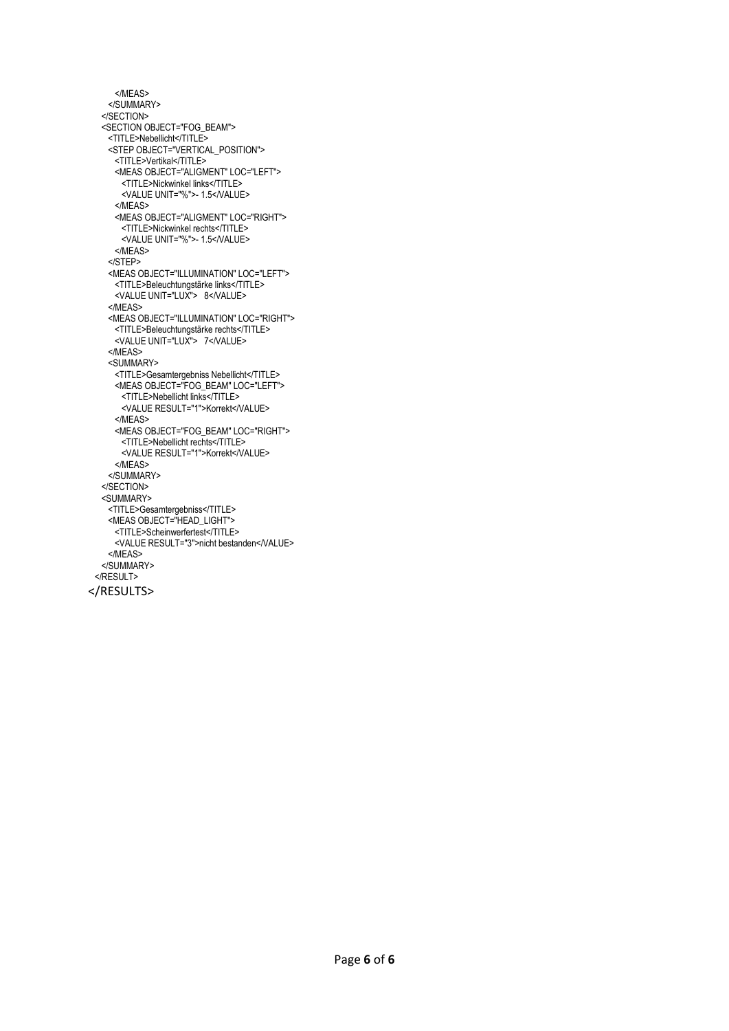```
      </MEAS>
    </SUMMARY>
  </SECTION>
  <SECTION OBJECT="FOG_BEAM">
    <TITLE>Nebellicht</TITLE>
    <STEP OBJECT="VERTICAL_POSITION">
      <TITLE>Vertikal</TITLE>
      <MEAS OBJECT="ALIGMENT" LOC="LEFT">
        <TITLE>Nickwinkel links</TITLE>
        <VALUE UNIT="%">- 1.5</VALUE>
      </MEAS>
      <MEAS OBJECT="ALIGMENT" LOC="RIGHT">
        <TITLE>Nickwinkel rechts</TITLE>
        <VALUE UNIT="%">- 1.5</VALUE>
      </MEAS>
    </STEP>
    <MEAS OBJECT="ILLUMINATION" LOC="LEFT">
      <TITLE>Beleuchtungstärke links</TITLE>
      <VALUE UNIT="LUX">   8</VALUE>
    </MEAS>
    <MEAS OBJECT="ILLUMINATION" LOC="RIGHT">
      <TITLE>Beleuchtungstärke rechts</TITLE>
      <VALUE UNIT="LUX">   7</VALUE>
    </MEAS>
    <SUMMARY>
      <TITLE>Gesamtergebniss Nebellicht</TITLE>
      <MEAS OBJECT="FOG_BEAM" LOC="LEFT">
        <TITLE>Nebellicht links</TITLE>
        <VALUE RESULT="1">Korrekt</VALUE>
      </MEAS>
      <MEAS OBJECT="FOG_BEAM" LOC="RIGHT">
        <TITLE>Nebellicht rechts</TITLE>
        <VALUE RESULT="1">Korrekt</VALUE>
      </MEAS>
    </SUMMARY>
  </SECTION>
  <SUMMARY>
    <TITLE>Gesamtergebniss</TITLE>
    <MEAS OBJECT="HEAD_LIGHT">
      <TITLE>Scheinwerfertest</TITLE>
      <VALUE RESULT="3">nicht bestanden</VALUE>
    </MEAS>
  </SUMMARY>
</RESULT>
</RESULTS>
```